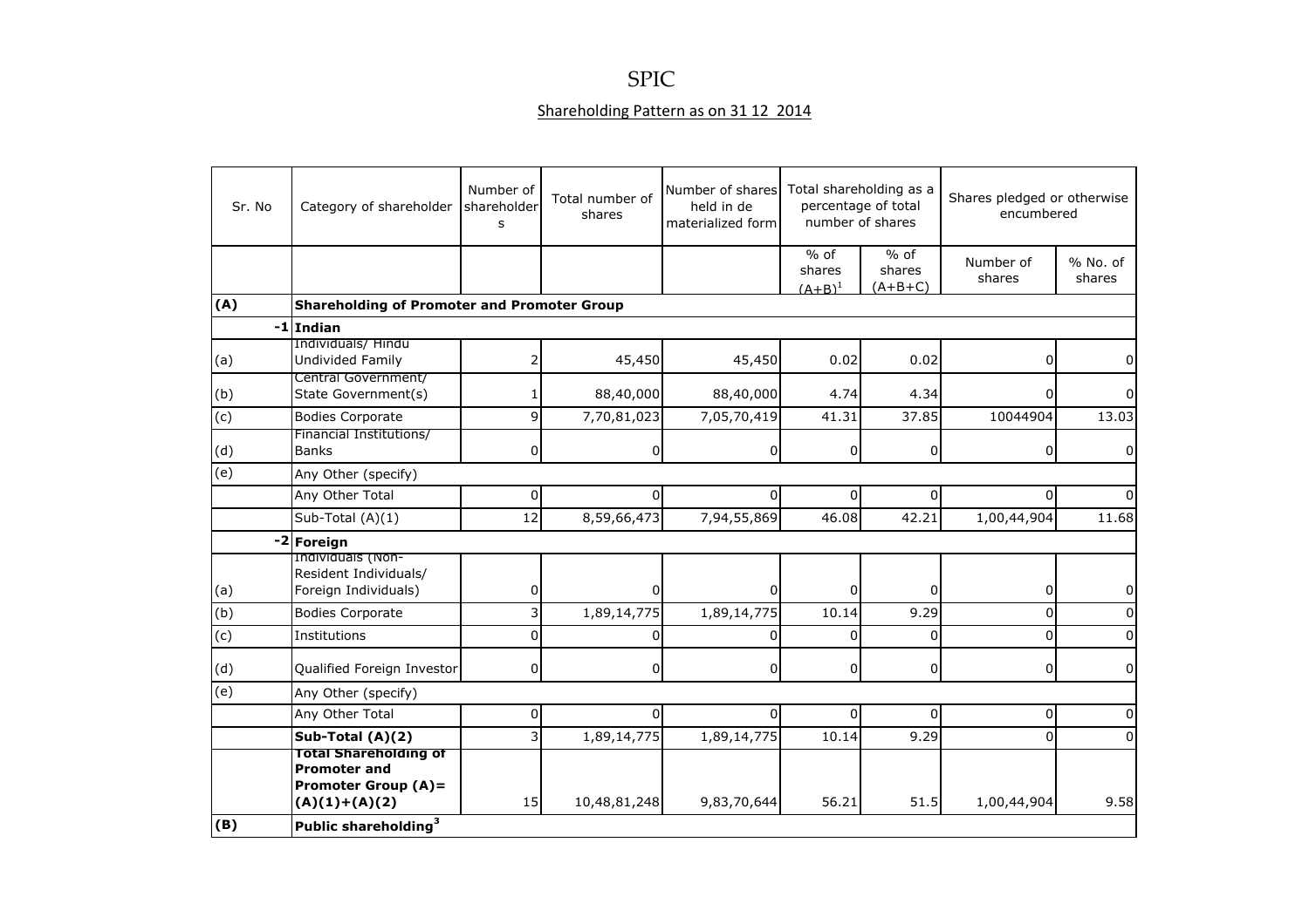# SPIC

## Shareholding Pattern as on 31 12 2014

| Sr. No | Category of shareholder | Number of shareholders | Total number of shares | Number of shares held in de materialized form | Total shareholding as a percentage of total number of shares | | Shares pledged or otherwise encumbered | |
|---|---|---|---|---|---|---|---|---|
| | | | | | % of shares $(A+B)^1$ | % of shares (A+B+C) | Number of shares | % No. of shares |
| **(A)** | **Shareholding of Promoter and Promoter Group** | | | | | | | |
| -1 | **Indian** | | | | | | | |
| (a) | Individuals/ Hindu Undivided Family | 2 | 45,450 | 45,450 | 0.02 | 0.02 | 0 | 0 |
| (b) | Central Government/ State Government(s) | 1 | 88,40,000 | 88,40,000 | 4.74 | 4.34 | 0 | 0 |
| (c) | Bodies Corporate | 9 | 7,70,81,023 | 7,05,70,419 | 41.31 | 37.85 | 10044904 | 13.03 |
| (d) | Financial Institutions/ Banks | 0 | 0 | 0 | 0 | 0 | 0 | 0 |
| (e) | Any Other (specify) | | | | | | | |
| | Any Other Total | 0 | 0 | 0 | 0 | 0 | 0 | 0 |
| | Sub-Total (A)(1) | 12 | 8,59,66,473 | 7,94,55,869 | 46.08 | 42.21 | 1,00,44,904 | 11.68 |
| -2 | **Foreign** | | | | | | | |
| (a) | Individuals (Non-Resident Individuals/ Foreign Individuals) | 0 | 0 | 0 | 0 | 0 | 0 | 0 |
| (b) | Bodies Corporate | 3 | 1,89,14,775 | 1,89,14,775 | 10.14 | 9.29 | 0 | 0 |
| (c) | Institutions | 0 | 0 | 0 | 0 | 0 | 0 | 0 |
| (d) | Qualified Foreign Investor | 0 | 0 | 0 | 0 | 0 | 0 | 0 |
| (e) | Any Other (specify) | | | | | | | |
| | Any Other Total | 0 | 0 | 0 | 0 | 0 | 0 | 0 |
| | **Sub-Total (A)(2)** | 3 | 1,89,14,775 | 1,89,14,775 | 10.14 | 9.29 | 0 | 0 |
| | **Total Shareholding of Promoter and Promoter Group (A)= (A)(1)+(A)(2)** | 15 | 10,48,81,248 | 9,83,70,644 | 56.21 | 51.5 | 1,00,44,904 | 9.58 |
| **(B)** | **Public shareholding[3]** | | | | | | | |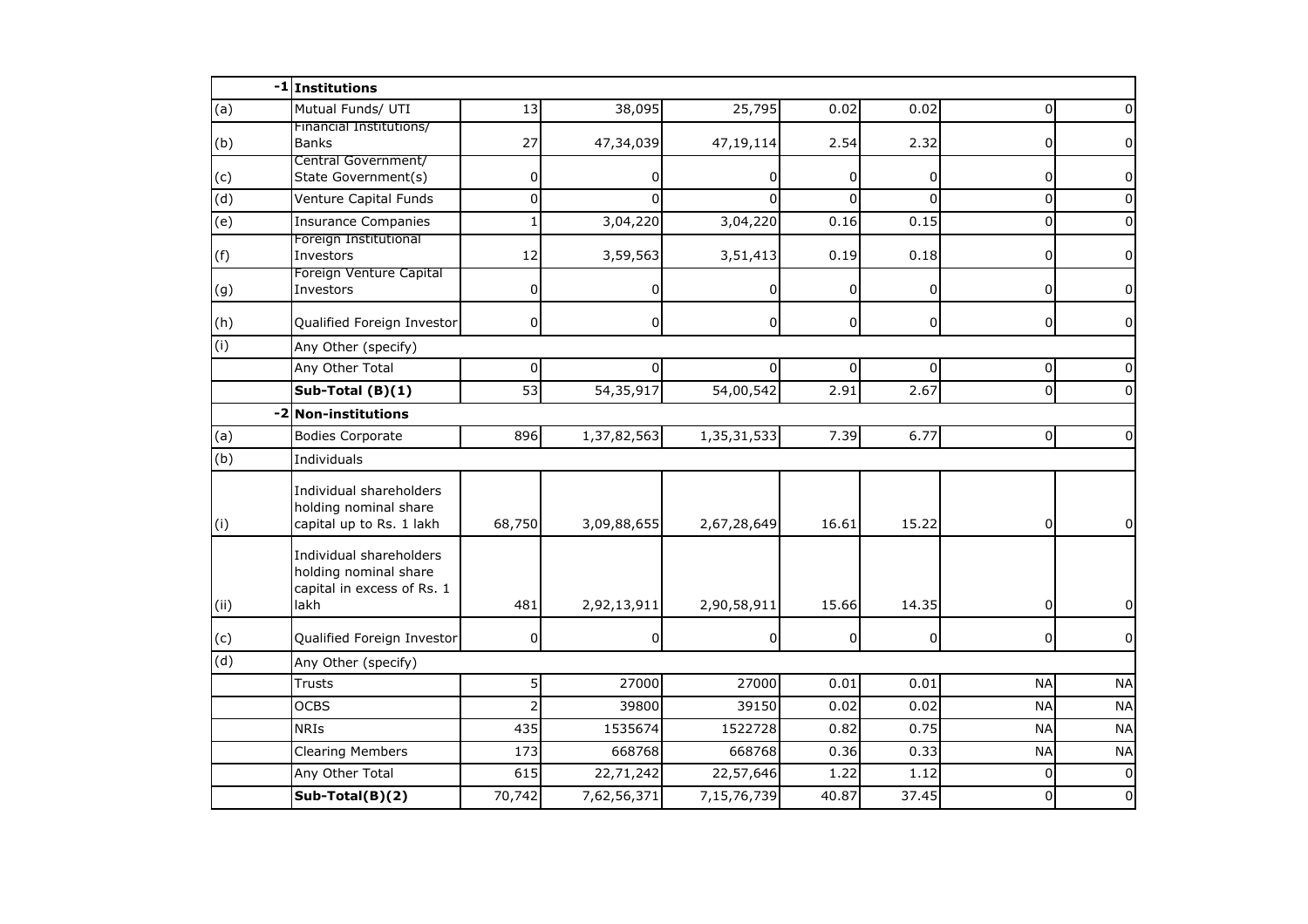| | -1 | **Institutions** | | | | | | | |
|---|---|---|---|---|---|---|---|---|---|
| (a) | | Mutual Funds/ UTI | 13 | 38,095 | 25,795 | 0.02 | 0.02 | 0 | 0 |
| (b) | | Financial Institutions/ Banks | 27 | 47,34,039 | 47,19,114 | 2.54 | 2.32 | 0 | 0 |
| (c) | | Central Government/ State Government(s) | 0 | 0 | 0 | 0 | 0 | 0 | 0 |
| (d) | | Venture Capital Funds | 0 | 0 | 0 | 0 | 0 | 0 | 0 |
| (e) | | Insurance Companies | 1 | 3,04,220 | 3,04,220 | 0.16 | 0.15 | 0 | 0 |
| (f) | | Foreign Institutional Investors | 12 | 3,59,563 | 3,51,413 | 0.19 | 0.18 | 0 | 0 |
| (g) | | Foreign Venture Capital Investors | 0 | 0 | 0 | 0 | 0 | 0 | 0 |
| (h) | | Qualified Foreign Investor | 0 | 0 | 0 | 0 | 0 | 0 | 0 |
| (i) | | Any Other (specify) | | | | | | | |
| | | Any Other Total | 0 | 0 | 0 | 0 | 0 | 0 | 0 |
| | | **Sub-Total (B)(1)** | 53 | 54,35,917 | 54,00,542 | 2.91 | 2.67 | 0 | 0 |
| | -2 | **Non-institutions** | | | | | | | |
| (a) | | Bodies Corporate | 896 | 1,37,82,563 | 1,35,31,533 | 7.39 | 6.77 | 0 | 0 |
| (b) | | Individuals | | | | | | | |
| (i) | | Individual shareholders holding nominal share capital up to Rs. 1 lakh | 68,750 | 3,09,88,655 | 2,67,28,649 | 16.61 | 15.22 | 0 | 0 |
| (ii) | | Individual shareholders holding nominal share capital in excess of Rs. 1 lakh | 481 | 2,92,13,911 | 2,90,58,911 | 15.66 | 14.35 | 0 | 0 |
| (c) | | Qualified Foreign Investor | 0 | 0 | 0 | 0 | 0 | 0 | 0 |
| (d) | | Any Other (specify) | | | | | | | |
| | | Trusts | 5 | 27000 | 27000 | 0.01 | 0.01 | NA | NA |
| | | OCBS | 2 | 39800 | 39150 | 0.02 | 0.02 | NA | NA |
| | | NRIs | 435 | 1535674 | 1522728 | 0.82 | 0.75 | NA | NA |
| | | Clearing Members | 173 | 668768 | 668768 | 0.36 | 0.33 | NA | NA |
| | | Any Other Total | 615 | 22,71,242 | 22,57,646 | 1.22 | 1.12 | 0 | 0 |
| | | **Sub-Total(B)(2)** | 70,742 | 7,62,56,371 | 7,15,76,739 | 40.87 | 37.45 | 0 | 0 |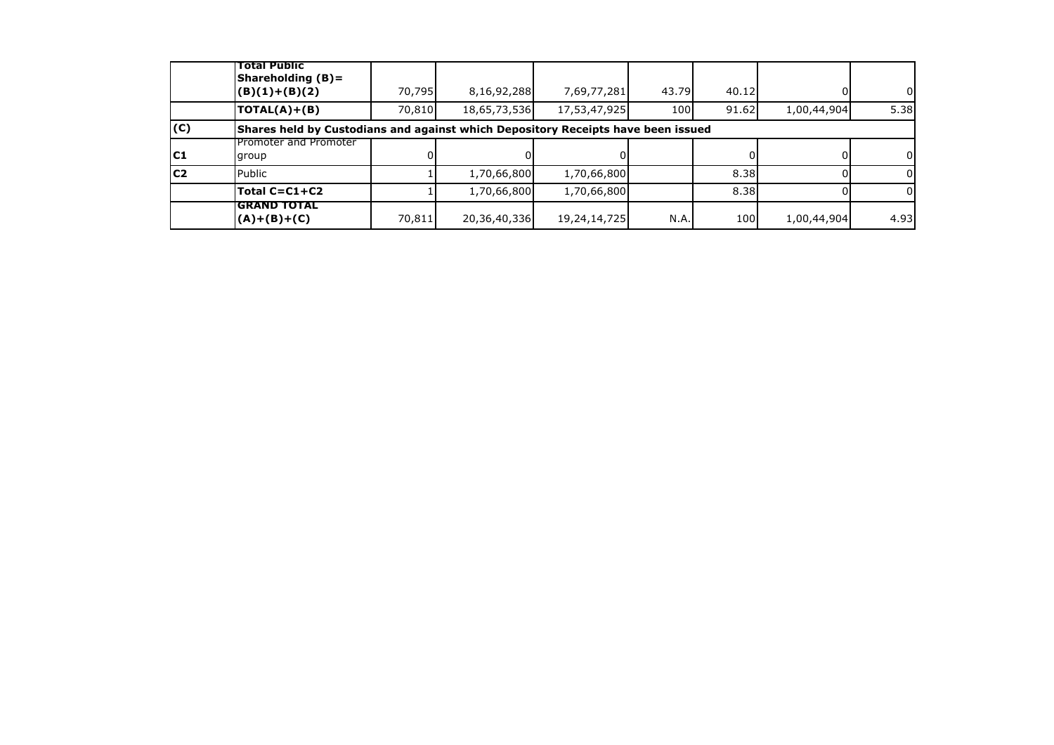| | | | | | | | | |
|---|---|---|---|---|---|---|---|---|
| | **Total Public Shareholding (B)= (B)(1)+(B)(2)** | 70,795 | 8,16,92,288 | 7,69,77,281 | 43.79 | 40.12 | 0 | 0 |
| | **TOTAL(A)+(B)** | 70,810 | 18,65,73,536 | 17,53,47,925 | 100 | 91.62 | 1,00,44,904 | 5.38 |
| **(C)** | **Shares held by Custodians and against which Depository Receipts have been issued** | | | | | | | |
| **C1** | Promoter and Promoter group | 0 | 0 | 0 | | 0 | 0 | 0 |
| **C2** | Public | 1 | 1,70,66,800 | 1,70,66,800 | | 8.38 | 0 | 0 |
| | **Total C=C1+C2** | 1 | 1,70,66,800 | 1,70,66,800 | | 8.38 | 0 | 0 |
| | **GRAND TOTAL (A)+(B)+(C)** | 70,811 | 20,36,40,336 | 19,24,14,725 | N.A. | 100 | 1,00,44,904 | 4.93 |